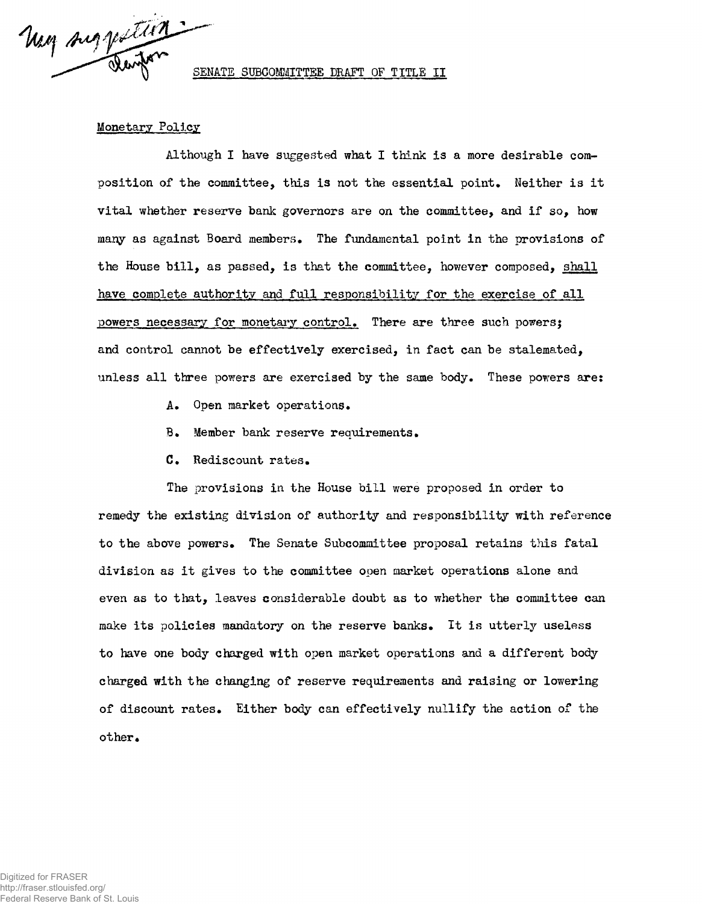My suggestion - Clayton

## SENATE SUBCOMMITTEE DRAFT OF TITLE II

### Monetary Policy

Although I have suggested what I think is a more desirable composition of the committee, this is not the essential point. Neither is it vital whether reserve bank governors are on the committee, and if so, how many as against Board members. The fundamental point in the provisions of the House bill, as passed, is that the committee, however composed, shall have complete authority and full responsibility for the exercise of all powers necessary for monetary control. There are three such powers; and control cannot be effectively exercised, in fact can be stalemated, unless all three powers are exercised by the same body. These powers are:

A. Open market operations.

B. Member bank reserve requirements.

C. Rediscount rates.

The provisions in the House bill were proposed in order to remedy the existing division of authority and responsibility with reference to the above powers. The Senate Subcommittee proposal retains this fatal division as it gives to the committee open market operations alone and even as to that, leaves considerable doubt as to whether the committee can make its policies mandatory on the reserve banks. It is utterly useless to have one body charged with open market operations and a different body charged with the changing of reserve requirements and raising or lowering of discount rates. Either body can effectively nullify the action of the other.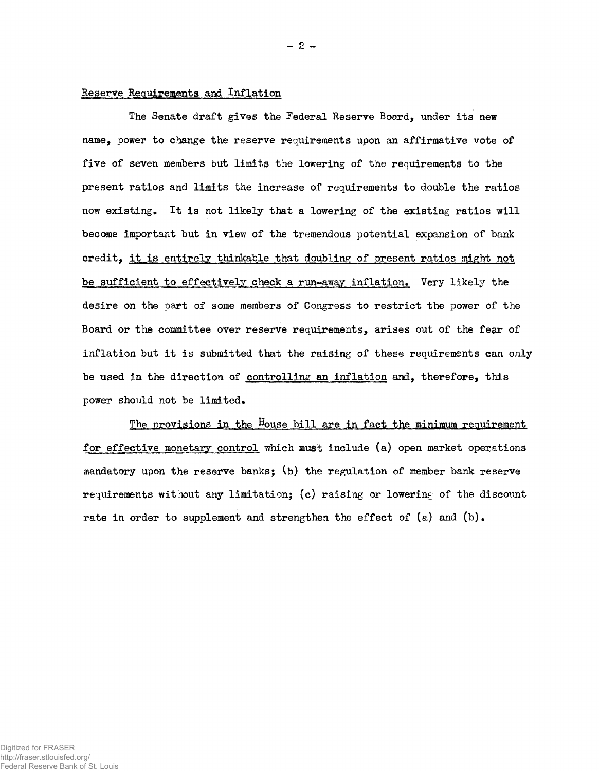## Reserve Requirements and Inflation

The Senate draft gives the Federal Reserve Board, under its new name, power to change the reserve requirements upon an affirmative vote of five of seven members but limits the lowering of the requirements to the present ratios and limits the increase of requirements to double the ratios now existing. It is not likely that a lowering of the existing ratios will become important but in view of the tremendous potential expansion of bank credit, it is entirely thinkable that doubling of present ratios might not be sufficient to effectively check a run-away inflation. Very likely the desire on the part of some members of Congress to restrict the power of the Board or the committee over reserve requirements, arises out of the fear of inflation but it is submitted that the raising of these requirements can only be used in the direction of controlling an inflation and, therefore, this power should not be limited.

The provisions in the House bill are in fact the minimum requirement for effective monetary control which must include (a) open market operations mandatory upon the reserve banks; (b) the regulation of member bank reserve requirements without any limitation; (c) raising or lowering of the discount rate in order to supplement and strengthen the effect of (a) and (b).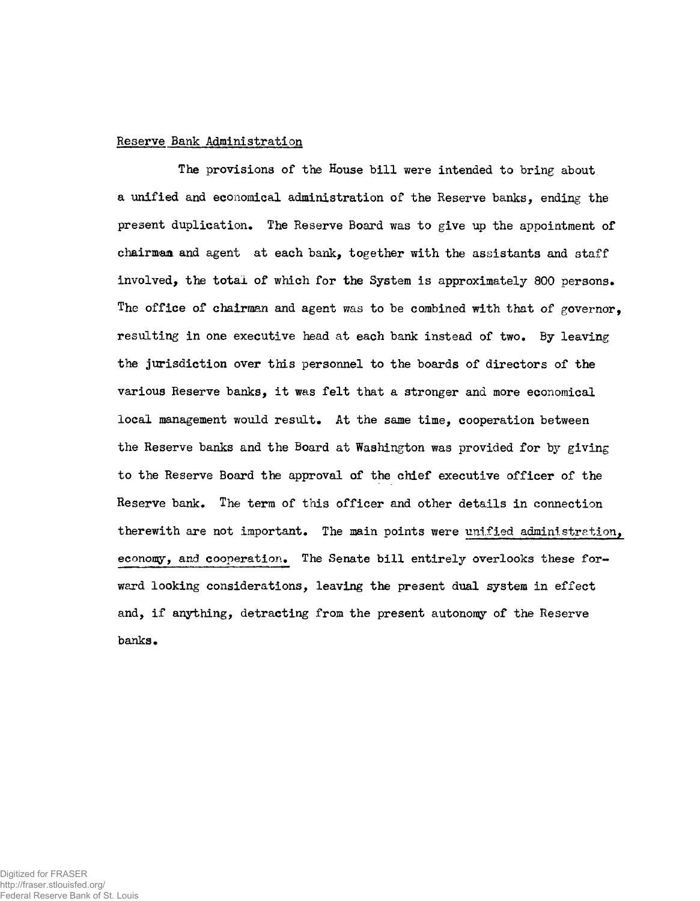Reserve Bank Administration

The provisions of the House bill were intended to bring about a unified and economical administration of the Reserve banks, ending the present duplication. The Reserve Board was to give up the appointment of chairman and agent at each bank, together with the assistants and staff involved, the total of which for the System is approximately 800 persons. The office of chairman and agent was to be combined with that of governor, resulting in one executive head at each bank instead of two. By leaving the jurisdiction over this personnel to the boards of directors of the various Reserve banks, it was felt that a stronger and more economical local management would result. At the same time, cooperation between the Reserve banks and the Board at Washington was provided for by giving to the Reserve Board the approval of the chief executive officer of the Reserve bank. The term of this officer and other details in connection therewith are not important. The main points were unified administration, economy, and cooperation. The Senate bill entirely overlooks these forward looking considerations, leaving the present dual system in effect and, if anything, detracting from the present autonomy of the Reserve banks.